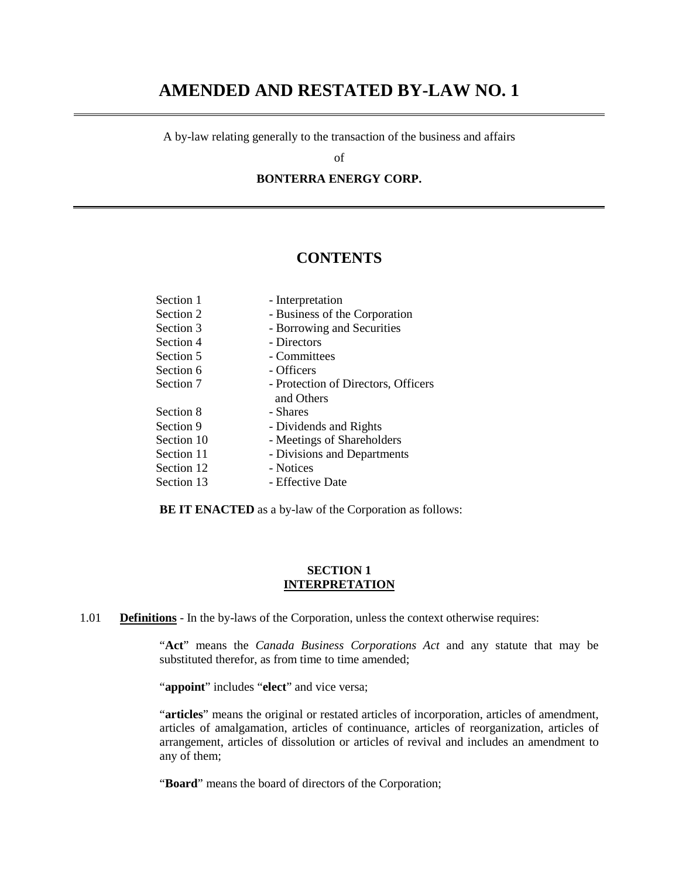# AMENDED AND RESTATED BY-LAW NO. 1

A by-law relating generally to the transaction of the business and affairs

of

**BONTERRA ENERGY CORP.**

## CONTENTS

| | |
|---|---|
| Section 1 | - Interpretation |
| Section 2 | - Business of the Corporation |
| Section 3 | - Borrowing and Securities |
| Section 4 | - Directors |
| Section 5 | - Committees |
| Section 6 | - Officers |
| Section 7 | - Protection of Directors, Officers and Others |
| Section 8 | - Shares |
| Section 9 | - Dividends and Rights |
| Section 10 | - Meetings of Shareholders |
| Section 11 | - Divisions and Departments |
| Section 12 | - Notices |
| Section 13 | - Effective Date |

**BE IT ENACTED** as a by-law of the Corporation as follows:

### SECTION 1
### INTERPRETATION

1.01 **Definitions** - In the by-laws of the Corporation, unless the context otherwise requires:

"**Act**" means the *Canada Business Corporations Act* and any statute that may be substituted therefor, as from time to time amended;

"**appoint**" includes "**elect**" and vice versa;

"**articles**" means the original or restated articles of incorporation, articles of amendment, articles of amalgamation, articles of continuance, articles of reorganization, articles of arrangement, articles of dissolution or articles of revival and includes an amendment to any of them;

"**Board**" means the board of directors of the Corporation;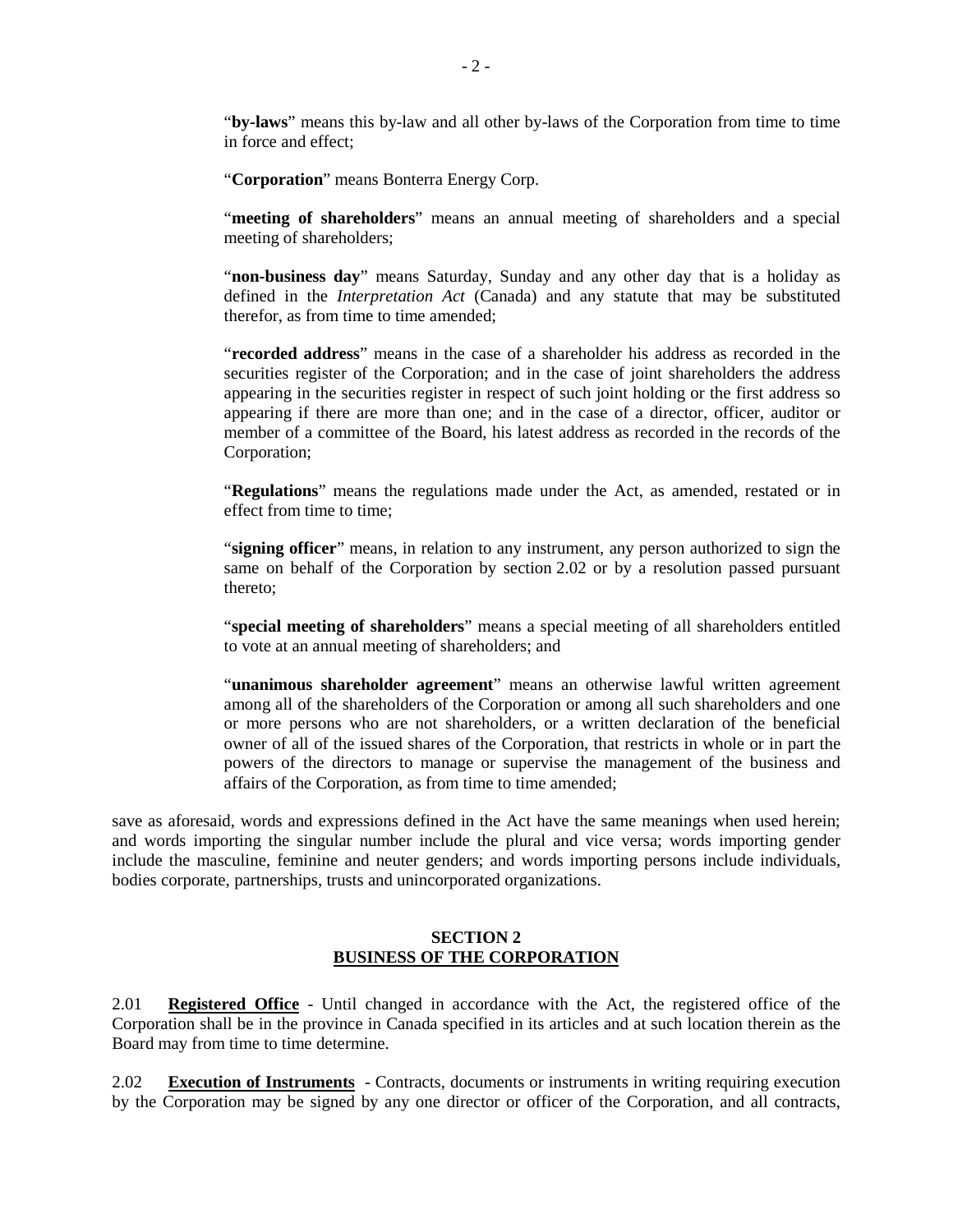"**by-laws**" means this by-law and all other by-laws of the Corporation from time to time in force and effect;

"**Corporation**" means Bonterra Energy Corp.

"**meeting of shareholders**" means an annual meeting of shareholders and a special meeting of shareholders;

"**non-business day**" means Saturday, Sunday and any other day that is a holiday as defined in the *Interpretation Act* (Canada) and any statute that may be substituted therefor, as from time to time amended;

"**recorded address**" means in the case of a shareholder his address as recorded in the securities register of the Corporation; and in the case of joint shareholders the address appearing in the securities register in respect of such joint holding or the first address so appearing if there are more than one; and in the case of a director, officer, auditor or member of a committee of the Board, his latest address as recorded in the records of the Corporation;

"**Regulations**" means the regulations made under the Act, as amended, restated or in effect from time to time;

"**signing officer**" means, in relation to any instrument, any person authorized to sign the same on behalf of the Corporation by section 2.02 or by a resolution passed pursuant thereto;

"**special meeting of shareholders**" means a special meeting of all shareholders entitled to vote at an annual meeting of shareholders; and

"**unanimous shareholder agreement**" means an otherwise lawful written agreement among all of the shareholders of the Corporation or among all such shareholders and one or more persons who are not shareholders, or a written declaration of the beneficial owner of all of the issued shares of the Corporation, that restricts in whole or in part the powers of the directors to manage or supervise the management of the business and affairs of the Corporation, as from time to time amended;

save as aforesaid, words and expressions defined in the Act have the same meanings when used herein; and words importing the singular number include the plural and vice versa; words importing gender include the masculine, feminine and neuter genders; and words importing persons include individuals, bodies corporate, partnerships, trusts and unincorporated organizations.

## SECTION 2
## BUSINESS OF THE CORPORATION

2.01 **Registered Office** - Until changed in accordance with the Act, the registered office of the Corporation shall be in the province in Canada specified in its articles and at such location therein as the Board may from time to time determine.

2.02 **Execution of Instruments** - Contracts, documents or instruments in writing requiring execution by the Corporation may be signed by any one director or officer of the Corporation, and all contracts,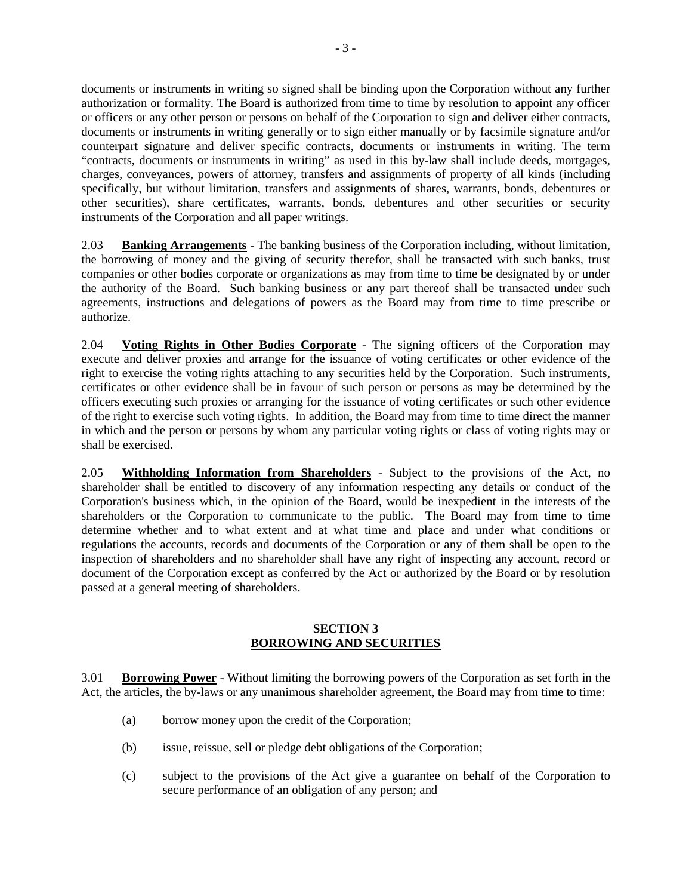documents or instruments in writing so signed shall be binding upon the Corporation without any further authorization or formality. The Board is authorized from time to time by resolution to appoint any officer or officers or any other person or persons on behalf of the Corporation to sign and deliver either contracts, documents or instruments in writing generally or to sign either manually or by facsimile signature and/or counterpart signature and deliver specific contracts, documents or instruments in writing. The term "contracts, documents or instruments in writing" as used in this by-law shall include deeds, mortgages, charges, conveyances, powers of attorney, transfers and assignments of property of all kinds (including specifically, but without limitation, transfers and assignments of shares, warrants, bonds, debentures or other securities), share certificates, warrants, bonds, debentures and other securities or security instruments of the Corporation and all paper writings.

2.03 **Banking Arrangements** - The banking business of the Corporation including, without limitation, the borrowing of money and the giving of security therefor, shall be transacted with such banks, trust companies or other bodies corporate or organizations as may from time to time be designated by or under the authority of the Board. Such banking business or any part thereof shall be transacted under such agreements, instructions and delegations of powers as the Board may from time to time prescribe or authorize.

2.04 **Voting Rights in Other Bodies Corporate** - The signing officers of the Corporation may execute and deliver proxies and arrange for the issuance of voting certificates or other evidence of the right to exercise the voting rights attaching to any securities held by the Corporation. Such instruments, certificates or other evidence shall be in favour of such person or persons as may be determined by the officers executing such proxies or arranging for the issuance of voting certificates or such other evidence of the right to exercise such voting rights. In addition, the Board may from time to time direct the manner in which and the person or persons by whom any particular voting rights or class of voting rights may or shall be exercised.

2.05 **Withholding Information from Shareholders** - Subject to the provisions of the Act, no shareholder shall be entitled to discovery of any information respecting any details or conduct of the Corporation's business which, in the opinion of the Board, would be inexpedient in the interests of the shareholders or the Corporation to communicate to the public. The Board may from time to time determine whether and to what extent and at what time and place and under what conditions or regulations the accounts, records and documents of the Corporation or any of them shall be open to the inspection of shareholders and no shareholder shall have any right of inspecting any account, record or document of the Corporation except as conferred by the Act or authorized by the Board or by resolution passed at a general meeting of shareholders.

## SECTION 3
## BORROWING AND SECURITIES

3.01 **Borrowing Power** - Without limiting the borrowing powers of the Corporation as set forth in the Act, the articles, the by-laws or any unanimous shareholder agreement, the Board may from time to time:

(a) borrow money upon the credit of the Corporation;

(b) issue, reissue, sell or pledge debt obligations of the Corporation;

(c) subject to the provisions of the Act give a guarantee on behalf of the Corporation to secure performance of an obligation of any person; and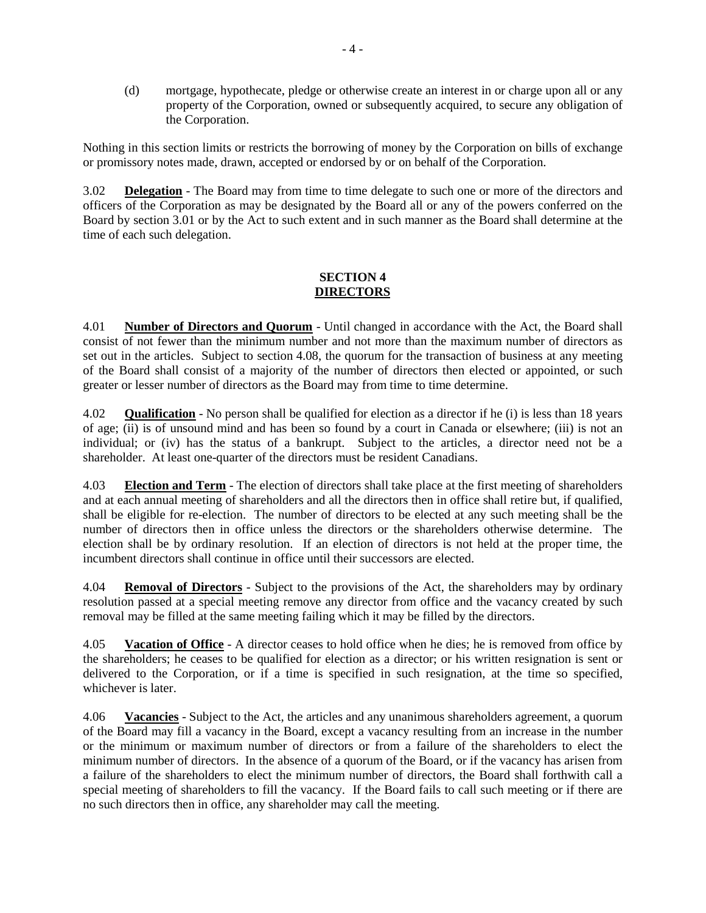(d) mortgage, hypothecate, pledge or otherwise create an interest in or charge upon all or any property of the Corporation, owned or subsequently acquired, to secure any obligation of the Corporation.

Nothing in this section limits or restricts the borrowing of money by the Corporation on bills of exchange or promissory notes made, drawn, accepted or endorsed by or on behalf of the Corporation.

3.02 **Delegation** - The Board may from time to time delegate to such one or more of the directors and officers of the Corporation as may be designated by the Board all or any of the powers conferred on the Board by section 3.01 or by the Act to such extent and in such manner as the Board shall determine at the time of each such delegation.

## SECTION 4
## DIRECTORS

4.01 **Number of Directors and Quorum** - Until changed in accordance with the Act, the Board shall consist of not fewer than the minimum number and not more than the maximum number of directors as set out in the articles. Subject to section 4.08, the quorum for the transaction of business at any meeting of the Board shall consist of a majority of the number of directors then elected or appointed, or such greater or lesser number of directors as the Board may from time to time determine.

4.02 **Qualification** - No person shall be qualified for election as a director if he (i) is less than 18 years of age; (ii) is of unsound mind and has been so found by a court in Canada or elsewhere; (iii) is not an individual; or (iv) has the status of a bankrupt. Subject to the articles, a director need not be a shareholder. At least one-quarter of the directors must be resident Canadians.

4.03 **Election and Term** - The election of directors shall take place at the first meeting of shareholders and at each annual meeting of shareholders and all the directors then in office shall retire but, if qualified, shall be eligible for re-election. The number of directors to be elected at any such meeting shall be the number of directors then in office unless the directors or the shareholders otherwise determine. The election shall be by ordinary resolution. If an election of directors is not held at the proper time, the incumbent directors shall continue in office until their successors are elected.

4.04 **Removal of Directors** - Subject to the provisions of the Act, the shareholders may by ordinary resolution passed at a special meeting remove any director from office and the vacancy created by such removal may be filled at the same meeting failing which it may be filled by the directors.

4.05 **Vacation of Office** - A director ceases to hold office when he dies; he is removed from office by the shareholders; he ceases to be qualified for election as a director; or his written resignation is sent or delivered to the Corporation, or if a time is specified in such resignation, at the time so specified, whichever is later.

4.06 **Vacancies** - Subject to the Act, the articles and any unanimous shareholders agreement, a quorum of the Board may fill a vacancy in the Board, except a vacancy resulting from an increase in the number or the minimum or maximum number of directors or from a failure of the shareholders to elect the minimum number of directors. In the absence of a quorum of the Board, or if the vacancy has arisen from a failure of the shareholders to elect the minimum number of directors, the Board shall forthwith call a special meeting of shareholders to fill the vacancy. If the Board fails to call such meeting or if there are no such directors then in office, any shareholder may call the meeting.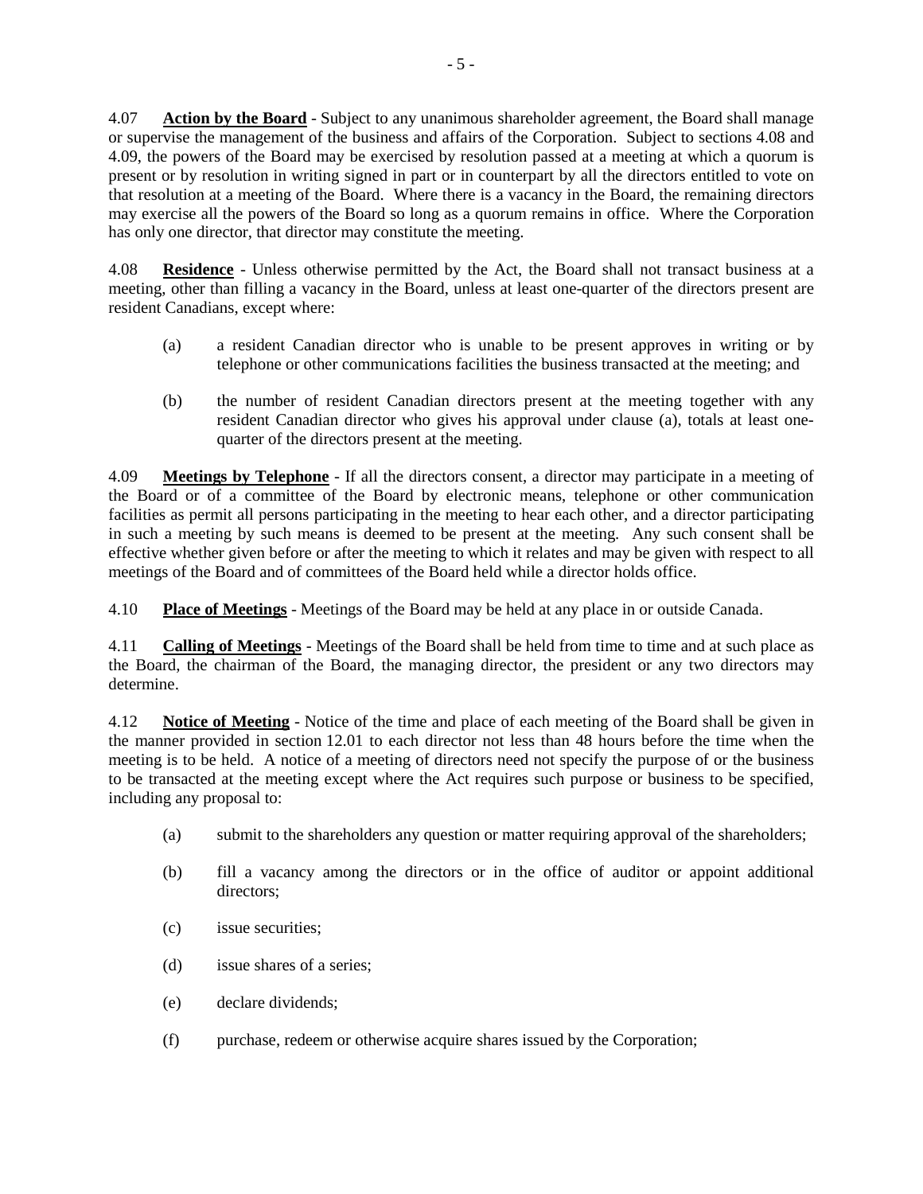4.07 **Action by the Board** - Subject to any unanimous shareholder agreement, the Board shall manage or supervise the management of the business and affairs of the Corporation. Subject to sections 4.08 and 4.09, the powers of the Board may be exercised by resolution passed at a meeting at which a quorum is present or by resolution in writing signed in part or in counterpart by all the directors entitled to vote on that resolution at a meeting of the Board. Where there is a vacancy in the Board, the remaining directors may exercise all the powers of the Board so long as a quorum remains in office. Where the Corporation has only one director, that director may constitute the meeting.

4.08 **Residence** - Unless otherwise permitted by the Act, the Board shall not transact business at a meeting, other than filling a vacancy in the Board, unless at least one-quarter of the directors present are resident Canadians, except where:

(a) a resident Canadian director who is unable to be present approves in writing or by telephone or other communications facilities the business transacted at the meeting; and

(b) the number of resident Canadian directors present at the meeting together with any resident Canadian director who gives his approval under clause (a), totals at least one-quarter of the directors present at the meeting.

4.09 **Meetings by Telephone** - If all the directors consent, a director may participate in a meeting of the Board or of a committee of the Board by electronic means, telephone or other communication facilities as permit all persons participating in the meeting to hear each other, and a director participating in such a meeting by such means is deemed to be present at the meeting. Any such consent shall be effective whether given before or after the meeting to which it relates and may be given with respect to all meetings of the Board and of committees of the Board held while a director holds office.

4.10 **Place of Meetings** - Meetings of the Board may be held at any place in or outside Canada.

4.11 **Calling of Meetings** - Meetings of the Board shall be held from time to time and at such place as the Board, the chairman of the Board, the managing director, the president or any two directors may determine.

4.12 **Notice of Meeting** - Notice of the time and place of each meeting of the Board shall be given in the manner provided in section 12.01 to each director not less than 48 hours before the time when the meeting is to be held. A notice of a meeting of directors need not specify the purpose of or the business to be transacted at the meeting except where the Act requires such purpose or business to be specified, including any proposal to:

(a) submit to the shareholders any question or matter requiring approval of the shareholders;

(b) fill a vacancy among the directors or in the office of auditor or appoint additional directors;

(c) issue securities;

(d) issue shares of a series;

(e) declare dividends;

(f) purchase, redeem or otherwise acquire shares issued by the Corporation;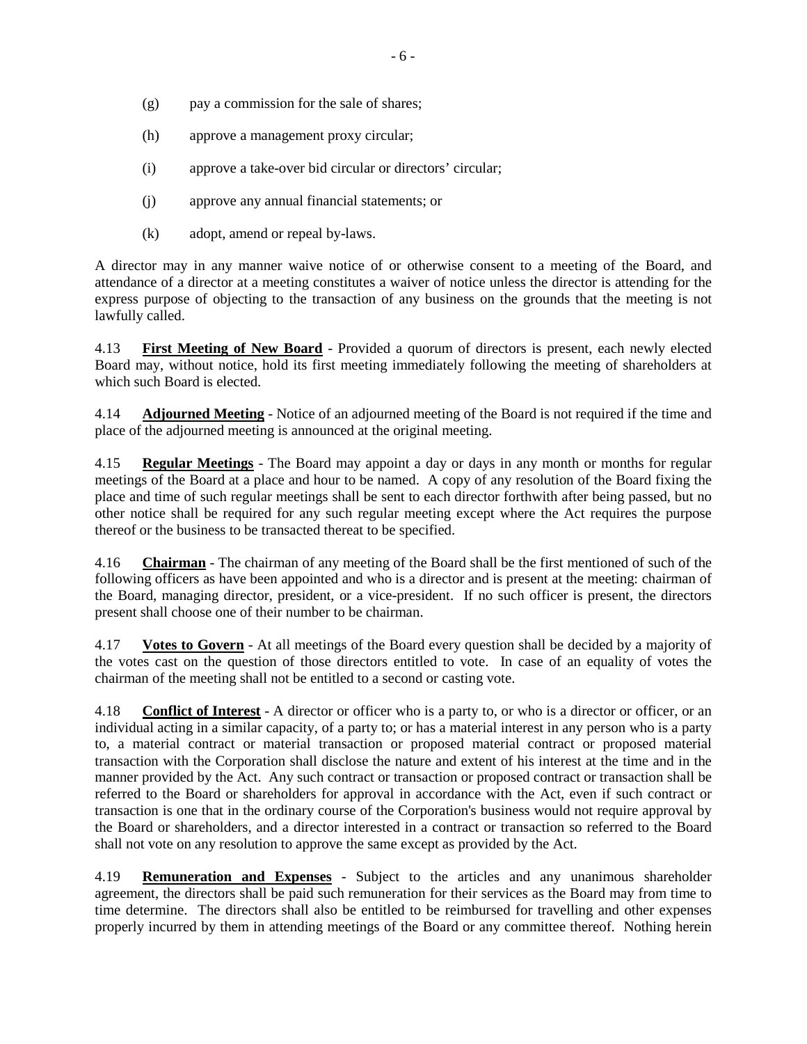(g) pay a commission for the sale of shares;

(h) approve a management proxy circular;

(i) approve a take-over bid circular or directors' circular;

(j) approve any annual financial statements; or

(k) adopt, amend or repeal by-laws.

A director may in any manner waive notice of or otherwise consent to a meeting of the Board, and attendance of a director at a meeting constitutes a waiver of notice unless the director is attending for the express purpose of objecting to the transaction of any business on the grounds that the meeting is not lawfully called.

4.13 **First Meeting of New Board** - Provided a quorum of directors is present, each newly elected Board may, without notice, hold its first meeting immediately following the meeting of shareholders at which such Board is elected.

4.14 **Adjourned Meeting** - Notice of an adjourned meeting of the Board is not required if the time and place of the adjourned meeting is announced at the original meeting.

4.15 **Regular Meetings** - The Board may appoint a day or days in any month or months for regular meetings of the Board at a place and hour to be named. A copy of any resolution of the Board fixing the place and time of such regular meetings shall be sent to each director forthwith after being passed, but no other notice shall be required for any such regular meeting except where the Act requires the purpose thereof or the business to be transacted thereat to be specified.

4.16 **Chairman** - The chairman of any meeting of the Board shall be the first mentioned of such of the following officers as have been appointed and who is a director and is present at the meeting: chairman of the Board, managing director, president, or a vice-president. If no such officer is present, the directors present shall choose one of their number to be chairman.

4.17 **Votes to Govern** - At all meetings of the Board every question shall be decided by a majority of the votes cast on the question of those directors entitled to vote. In case of an equality of votes the chairman of the meeting shall not be entitled to a second or casting vote.

4.18 **Conflict of Interest** - A director or officer who is a party to, or who is a director or officer, or an individual acting in a similar capacity, of a party to; or has a material interest in any person who is a party to, a material contract or material transaction or proposed material contract or proposed material transaction with the Corporation shall disclose the nature and extent of his interest at the time and in the manner provided by the Act. Any such contract or transaction or proposed contract or transaction shall be referred to the Board or shareholders for approval in accordance with the Act, even if such contract or transaction is one that in the ordinary course of the Corporation's business would not require approval by the Board or shareholders, and a director interested in a contract or transaction so referred to the Board shall not vote on any resolution to approve the same except as provided by the Act.

4.19 **Remuneration and Expenses** - Subject to the articles and any unanimous shareholder agreement, the directors shall be paid such remuneration for their services as the Board may from time to time determine. The directors shall also be entitled to be reimbursed for travelling and other expenses properly incurred by them in attending meetings of the Board or any committee thereof. Nothing herein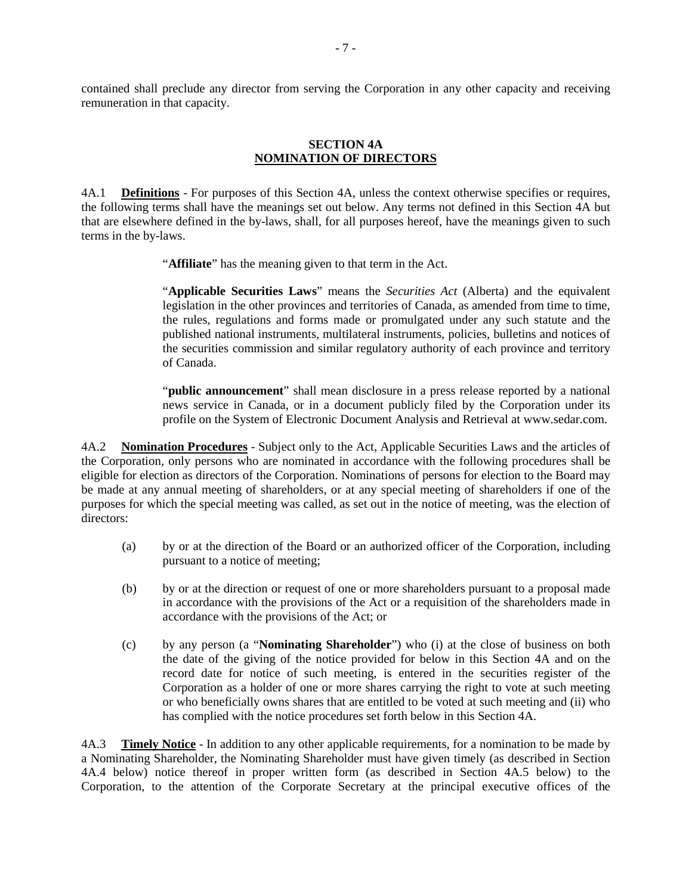contained shall preclude any director from serving the Corporation in any other capacity and receiving remuneration in that capacity.

## SECTION 4A
## NOMINATION OF DIRECTORS

4A.1 **Definitions** - For purposes of this Section 4A, unless the context otherwise specifies or requires, the following terms shall have the meanings set out below. Any terms not defined in this Section 4A but that are elsewhere defined in the by-laws, shall, for all purposes hereof, have the meanings given to such terms in the by-laws.

> "**Affiliate**" has the meaning given to that term in the Act.
>
> "**Applicable Securities Laws**" means the *Securities Act* (Alberta) and the equivalent legislation in the other provinces and territories of Canada, as amended from time to time, the rules, regulations and forms made or promulgated under any such statute and the published national instruments, multilateral instruments, policies, bulletins and notices of the securities commission and similar regulatory authority of each province and territory of Canada.
>
> "**public announcement**" shall mean disclosure in a press release reported by a national news service in Canada, or in a document publicly filed by the Corporation under its profile on the System of Electronic Document Analysis and Retrieval at www.sedar.com.

4A.2 **Nomination Procedures** - Subject only to the Act, Applicable Securities Laws and the articles of the Corporation, only persons who are nominated in accordance with the following procedures shall be eligible for election as directors of the Corporation. Nominations of persons for election to the Board may be made at any annual meeting of shareholders, or at any special meeting of shareholders if one of the purposes for which the special meeting was called, as set out in the notice of meeting, was the election of directors:

(a) by or at the direction of the Board or an authorized officer of the Corporation, including pursuant to a notice of meeting;

(b) by or at the direction or request of one or more shareholders pursuant to a proposal made in accordance with the provisions of the Act or a requisition of the shareholders made in accordance with the provisions of the Act; or

(c) by any person (a "**Nominating Shareholder**") who (i) at the close of business on both the date of the giving of the notice provided for below in this Section 4A and on the record date for notice of such meeting, is entered in the securities register of the Corporation as a holder of one or more shares carrying the right to vote at such meeting or who beneficially owns shares that are entitled to be voted at such meeting and (ii) who has complied with the notice procedures set forth below in this Section 4A.

4A.3 **Timely Notice** - In addition to any other applicable requirements, for a nomination to be made by a Nominating Shareholder, the Nominating Shareholder must have given timely (as described in Section 4A.4 below) notice thereof in proper written form (as described in Section 4A.5 below) to the Corporation, to the attention of the Corporate Secretary at the principal executive offices of the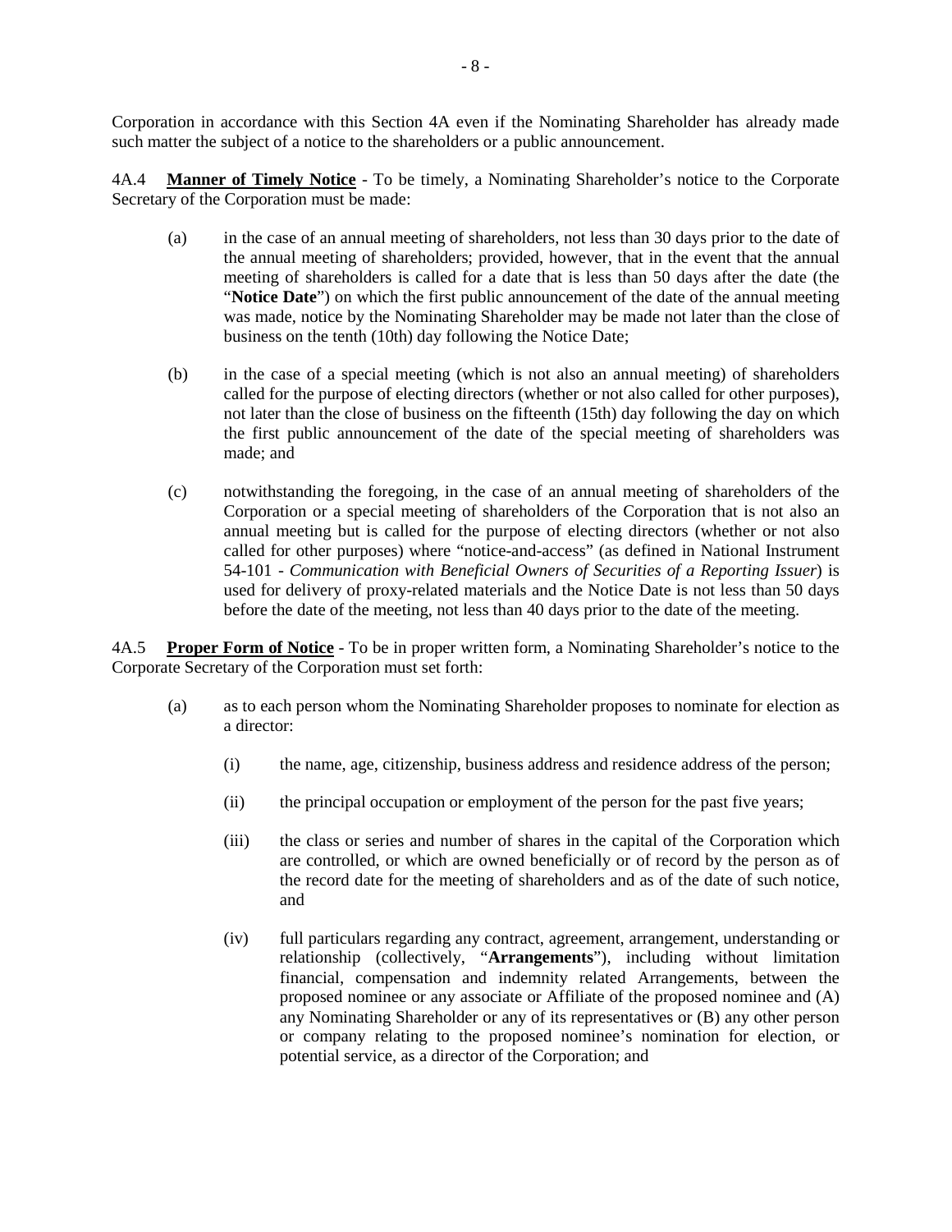Corporation in accordance with this Section 4A even if the Nominating Shareholder has already made such matter the subject of a notice to the shareholders or a public announcement.

4A.4 **Manner of Timely Notice** - To be timely, a Nominating Shareholder's notice to the Corporate Secretary of the Corporation must be made:

(a) in the case of an annual meeting of shareholders, not less than 30 days prior to the date of the annual meeting of shareholders; provided, however, that in the event that the annual meeting of shareholders is called for a date that is less than 50 days after the date (the "**Notice Date**") on which the first public announcement of the date of the annual meeting was made, notice by the Nominating Shareholder may be made not later than the close of business on the tenth (10th) day following the Notice Date;

(b) in the case of a special meeting (which is not also an annual meeting) of shareholders called for the purpose of electing directors (whether or not also called for other purposes), not later than the close of business on the fifteenth (15th) day following the day on which the first public announcement of the date of the special meeting of shareholders was made; and

(c) notwithstanding the foregoing, in the case of an annual meeting of shareholders of the Corporation or a special meeting of shareholders of the Corporation that is not also an annual meeting but is called for the purpose of electing directors (whether or not also called for other purposes) where "notice-and-access" (as defined in National Instrument 54-101 - *Communication with Beneficial Owners of Securities of a Reporting Issuer*) is used for delivery of proxy-related materials and the Notice Date is not less than 50 days before the date of the meeting, not less than 40 days prior to the date of the meeting.

4A.5 **Proper Form of Notice** - To be in proper written form, a Nominating Shareholder's notice to the Corporate Secretary of the Corporation must set forth:

(a) as to each person whom the Nominating Shareholder proposes to nominate for election as a director:

 (i) the name, age, citizenship, business address and residence address of the person;

 (ii) the principal occupation or employment of the person for the past five years;

 (iii) the class or series and number of shares in the capital of the Corporation which are controlled, or which are owned beneficially or of record by the person as of the record date for the meeting of shareholders and as of the date of such notice, and

 (iv) full particulars regarding any contract, agreement, arrangement, understanding or relationship (collectively, "**Arrangements**"), including without limitation financial, compensation and indemnity related Arrangements, between the proposed nominee or any associate or Affiliate of the proposed nominee and (A) any Nominating Shareholder or any of its representatives or (B) any other person or company relating to the proposed nominee's nomination for election, or potential service, as a director of the Corporation; and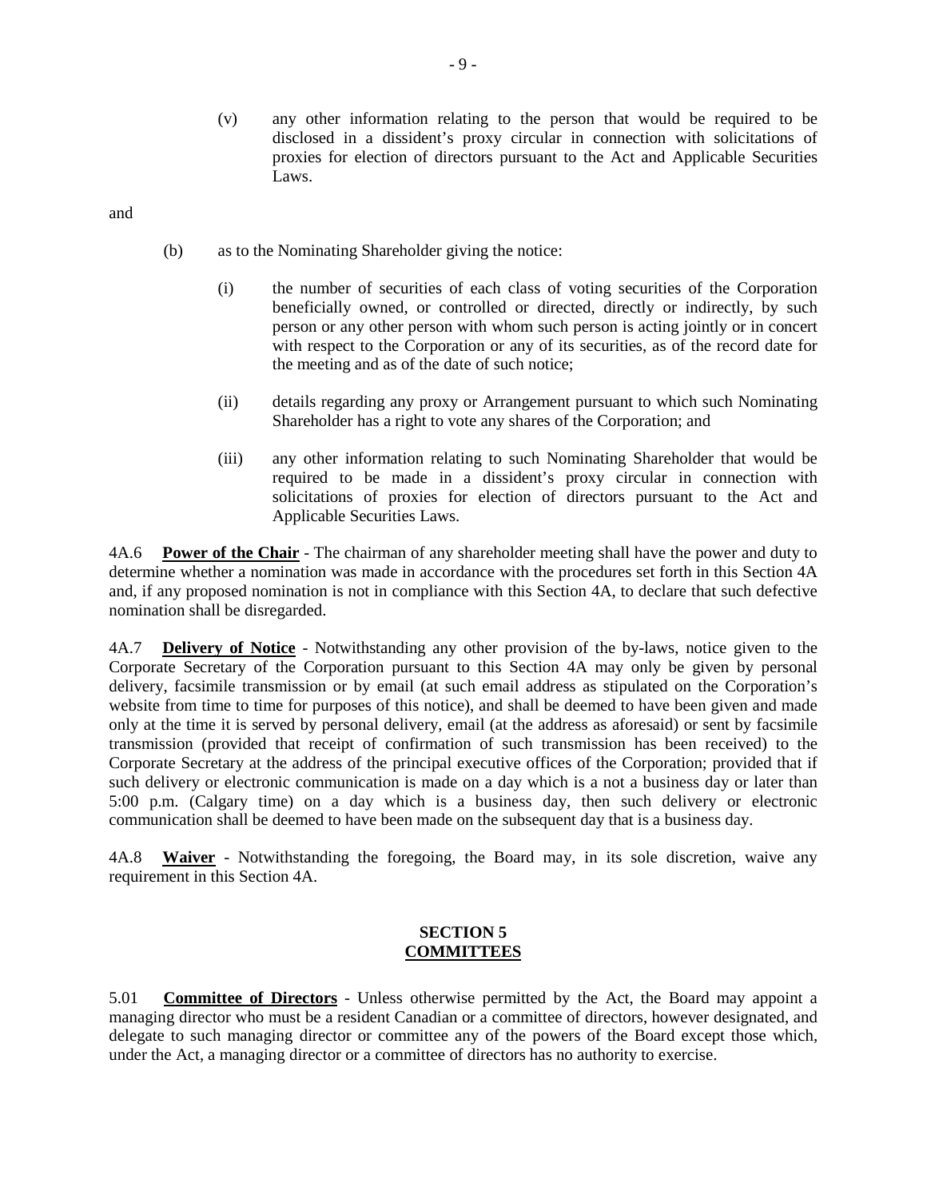(v) any other information relating to the person that would be required to be disclosed in a dissident's proxy circular in connection with solicitations of proxies for election of directors pursuant to the Act and Applicable Securities Laws.

and

(b) as to the Nominating Shareholder giving the notice:

(i) the number of securities of each class of voting securities of the Corporation beneficially owned, or controlled or directed, directly or indirectly, by such person or any other person with whom such person is acting jointly or in concert with respect to the Corporation or any of its securities, as of the record date for the meeting and as of the date of such notice;

(ii) details regarding any proxy or Arrangement pursuant to which such Nominating Shareholder has a right to vote any shares of the Corporation; and

(iii) any other information relating to such Nominating Shareholder that would be required to be made in a dissident's proxy circular in connection with solicitations of proxies for election of directors pursuant to the Act and Applicable Securities Laws.

4A.6 **Power of the Chair** - The chairman of any shareholder meeting shall have the power and duty to determine whether a nomination was made in accordance with the procedures set forth in this Section 4A and, if any proposed nomination is not in compliance with this Section 4A, to declare that such defective nomination shall be disregarded.

4A.7 **Delivery of Notice** - Notwithstanding any other provision of the by-laws, notice given to the Corporate Secretary of the Corporation pursuant to this Section 4A may only be given by personal delivery, facsimile transmission or by email (at such email address as stipulated on the Corporation's website from time to time for purposes of this notice), and shall be deemed to have been given and made only at the time it is served by personal delivery, email (at the address as aforesaid) or sent by facsimile transmission (provided that receipt of confirmation of such transmission has been received) to the Corporate Secretary at the address of the principal executive offices of the Corporation; provided that if such delivery or electronic communication is made on a day which is a not a business day or later than 5:00 p.m. (Calgary time) on a day which is a business day, then such delivery or electronic communication shall be deemed to have been made on the subsequent day that is a business day.

4A.8 **Waiver** - Notwithstanding the foregoing, the Board may, in its sole discretion, waive any requirement in this Section 4A.

## SECTION 5
## COMMITTEES

5.01 **Committee of Directors** - Unless otherwise permitted by the Act, the Board may appoint a managing director who must be a resident Canadian or a committee of directors, however designated, and delegate to such managing director or committee any of the powers of the Board except those which, under the Act, a managing director or a committee of directors has no authority to exercise.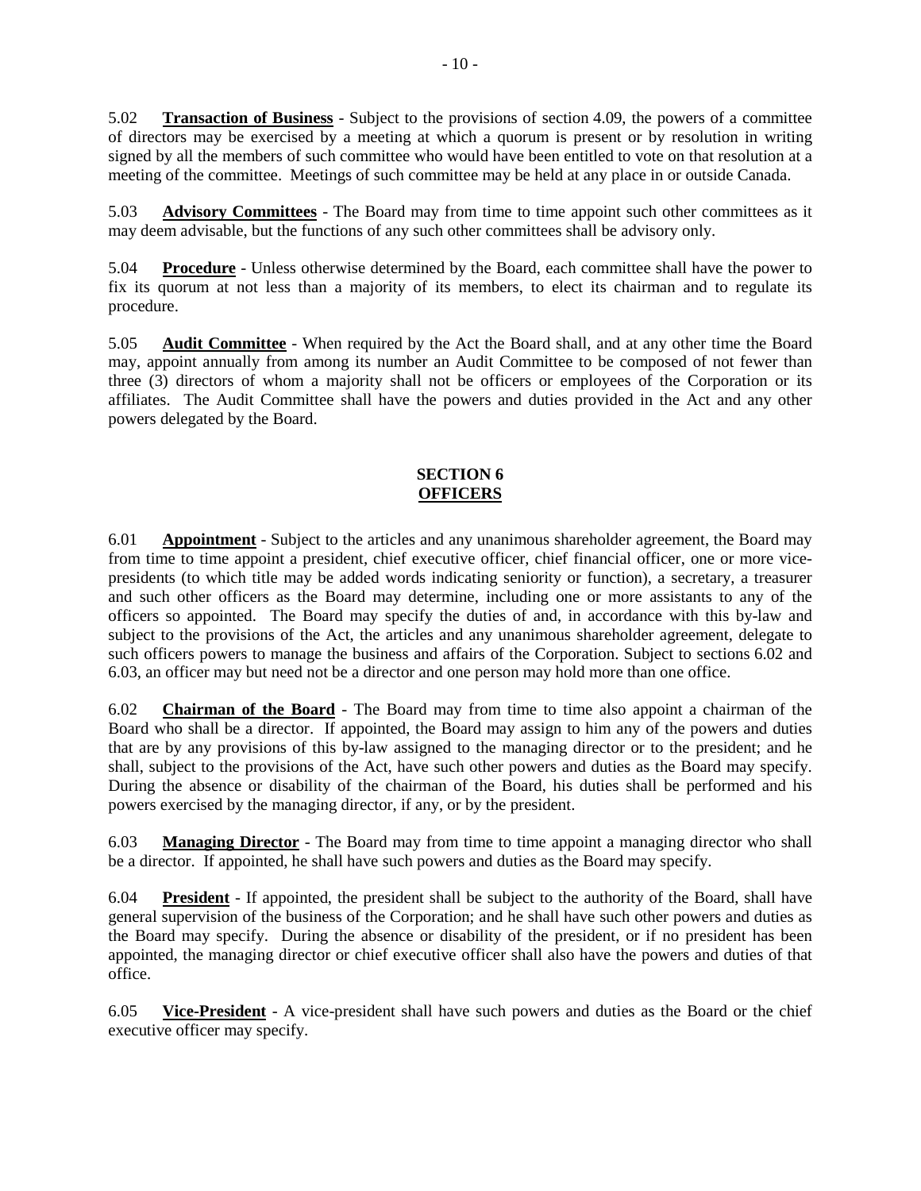5.02 **Transaction of Business** - Subject to the provisions of section 4.09, the powers of a committee of directors may be exercised by a meeting at which a quorum is present or by resolution in writing signed by all the members of such committee who would have been entitled to vote on that resolution at a meeting of the committee. Meetings of such committee may be held at any place in or outside Canada.

5.03 **Advisory Committees** - The Board may from time to time appoint such other committees as it may deem advisable, but the functions of any such other committees shall be advisory only.

5.04 **Procedure** - Unless otherwise determined by the Board, each committee shall have the power to fix its quorum at not less than a majority of its members, to elect its chairman and to regulate its procedure.

5.05 **Audit Committee** - When required by the Act the Board shall, and at any other time the Board may, appoint annually from among its number an Audit Committee to be composed of not fewer than three (3) directors of whom a majority shall not be officers or employees of the Corporation or its affiliates. The Audit Committee shall have the powers and duties provided in the Act and any other powers delegated by the Board.

## SECTION 6
## OFFICERS

6.01 **Appointment** - Subject to the articles and any unanimous shareholder agreement, the Board may from time to time appoint a president, chief executive officer, chief financial officer, one or more vice-presidents (to which title may be added words indicating seniority or function), a secretary, a treasurer and such other officers as the Board may determine, including one or more assistants to any of the officers so appointed. The Board may specify the duties of and, in accordance with this by-law and subject to the provisions of the Act, the articles and any unanimous shareholder agreement, delegate to such officers powers to manage the business and affairs of the Corporation. Subject to sections 6.02 and 6.03, an officer may but need not be a director and one person may hold more than one office.

6.02 **Chairman of the Board** - The Board may from time to time also appoint a chairman of the Board who shall be a director. If appointed, the Board may assign to him any of the powers and duties that are by any provisions of this by-law assigned to the managing director or to the president; and he shall, subject to the provisions of the Act, have such other powers and duties as the Board may specify. During the absence or disability of the chairman of the Board, his duties shall be performed and his powers exercised by the managing director, if any, or by the president.

6.03 **Managing Director** - The Board may from time to time appoint a managing director who shall be a director. If appointed, he shall have such powers and duties as the Board may specify.

6.04 **President** - If appointed, the president shall be subject to the authority of the Board, shall have general supervision of the business of the Corporation; and he shall have such other powers and duties as the Board may specify. During the absence or disability of the president, or if no president has been appointed, the managing director or chief executive officer shall also have the powers and duties of that office.

6.05 **Vice-President** - A vice-president shall have such powers and duties as the Board or the chief executive officer may specify.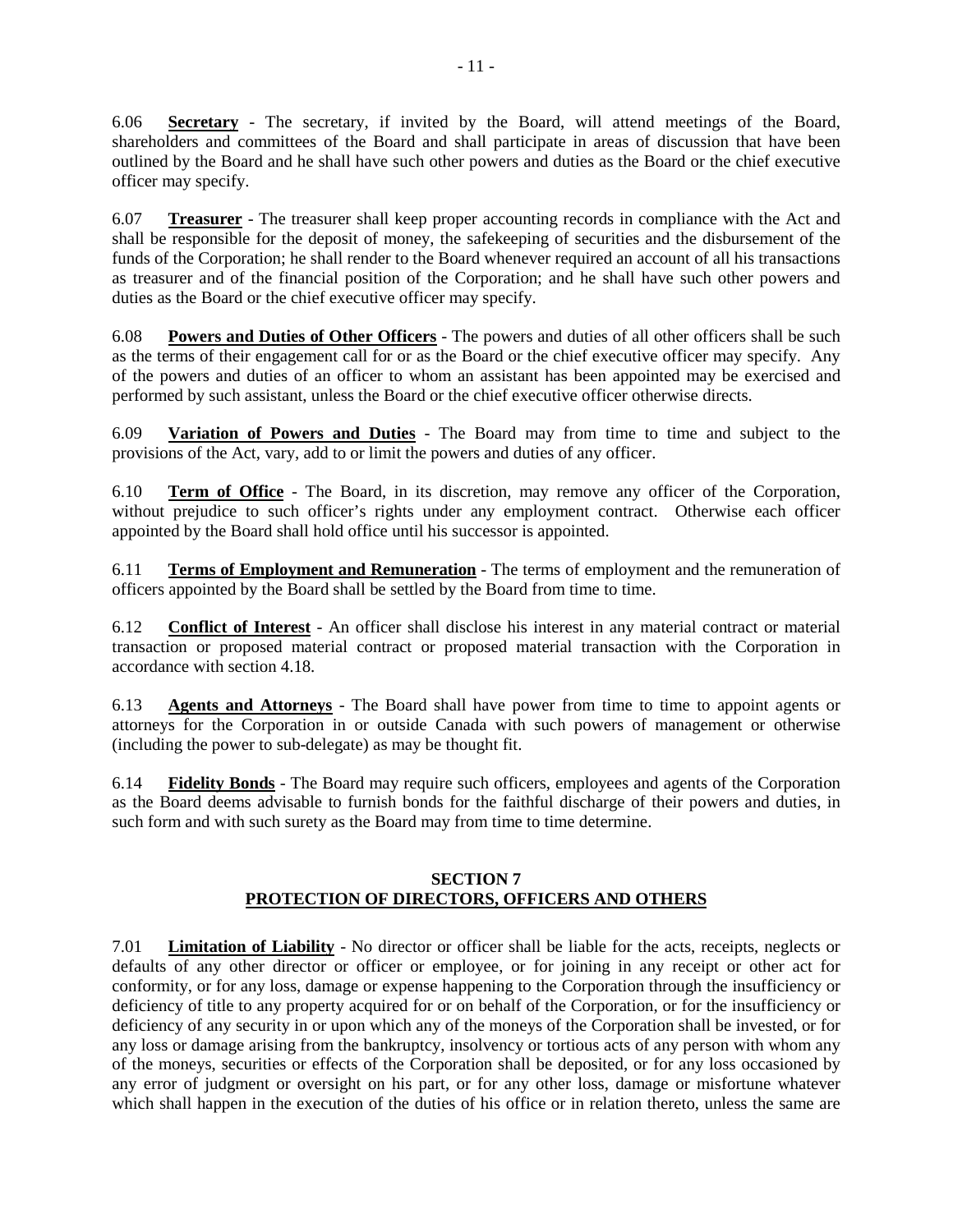6.06 **Secretary** - The secretary, if invited by the Board, will attend meetings of the Board, shareholders and committees of the Board and shall participate in areas of discussion that have been outlined by the Board and he shall have such other powers and duties as the Board or the chief executive officer may specify.

6.07 **Treasurer** - The treasurer shall keep proper accounting records in compliance with the Act and shall be responsible for the deposit of money, the safekeeping of securities and the disbursement of the funds of the Corporation; he shall render to the Board whenever required an account of all his transactions as treasurer and of the financial position of the Corporation; and he shall have such other powers and duties as the Board or the chief executive officer may specify.

6.08 **Powers and Duties of Other Officers** - The powers and duties of all other officers shall be such as the terms of their engagement call for or as the Board or the chief executive officer may specify. Any of the powers and duties of an officer to whom an assistant has been appointed may be exercised and performed by such assistant, unless the Board or the chief executive officer otherwise directs.

6.09 **Variation of Powers and Duties** - The Board may from time to time and subject to the provisions of the Act, vary, add to or limit the powers and duties of any officer.

6.10 **Term of Office** - The Board, in its discretion, may remove any officer of the Corporation, without prejudice to such officer's rights under any employment contract. Otherwise each officer appointed by the Board shall hold office until his successor is appointed.

6.11 **Terms of Employment and Remuneration** - The terms of employment and the remuneration of officers appointed by the Board shall be settled by the Board from time to time.

6.12 **Conflict of Interest** - An officer shall disclose his interest in any material contract or material transaction or proposed material contract or proposed material transaction with the Corporation in accordance with section 4.18.

6.13 **Agents and Attorneys** - The Board shall have power from time to time to appoint agents or attorneys for the Corporation in or outside Canada with such powers of management or otherwise (including the power to sub-delegate) as may be thought fit.

6.14 **Fidelity Bonds** - The Board may require such officers, employees and agents of the Corporation as the Board deems advisable to furnish bonds for the faithful discharge of their powers and duties, in such form and with such surety as the Board may from time to time determine.

## SECTION 7
## PROTECTION OF DIRECTORS, OFFICERS AND OTHERS

7.01 **Limitation of Liability** - No director or officer shall be liable for the acts, receipts, neglects or defaults of any other director or officer or employee, or for joining in any receipt or other act for conformity, or for any loss, damage or expense happening to the Corporation through the insufficiency or deficiency of title to any property acquired for or on behalf of the Corporation, or for the insufficiency or deficiency of any security in or upon which any of the moneys of the Corporation shall be invested, or for any loss or damage arising from the bankruptcy, insolvency or tortious acts of any person with whom any of the moneys, securities or effects of the Corporation shall be deposited, or for any loss occasioned by any error of judgment or oversight on his part, or for any other loss, damage or misfortune whatever which shall happen in the execution of the duties of his office or in relation thereto, unless the same are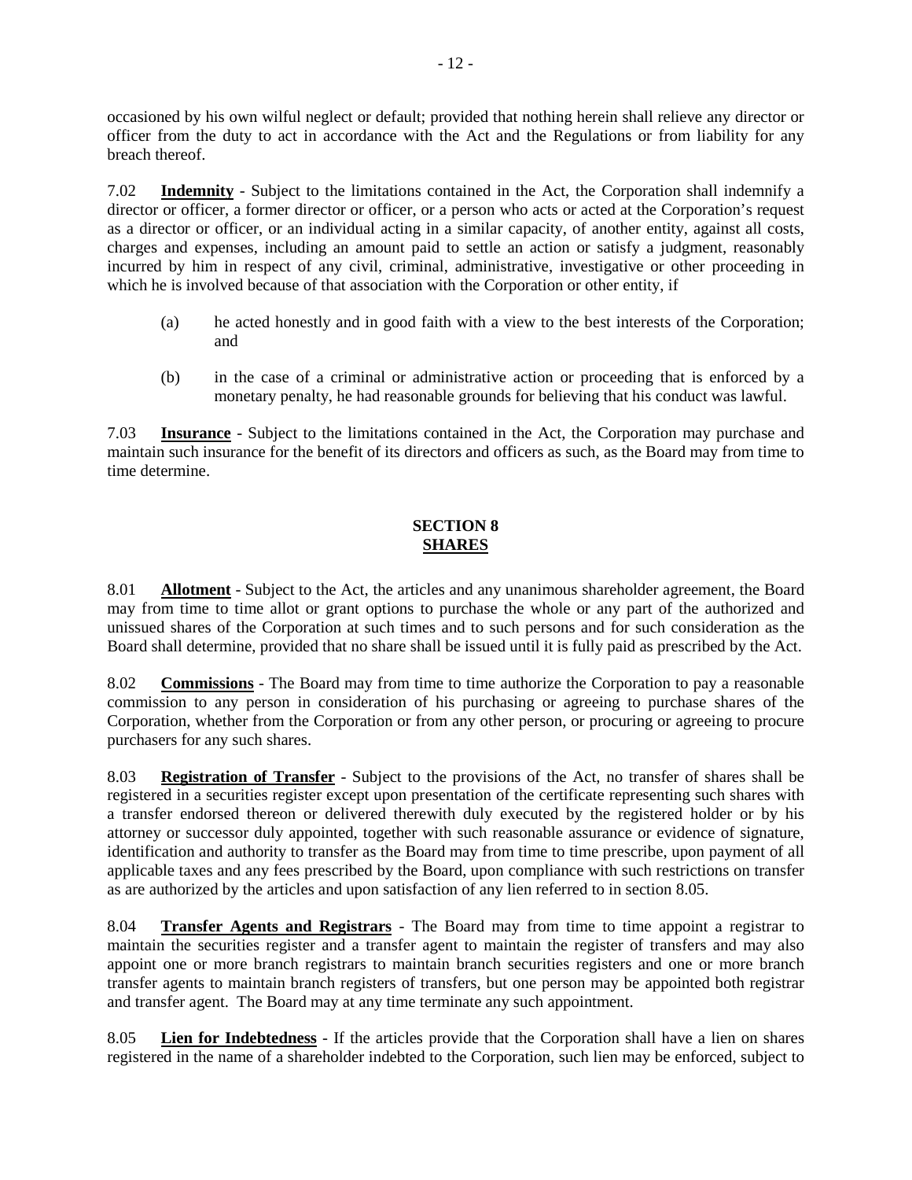occasioned by his own wilful neglect or default; provided that nothing herein shall relieve any director or officer from the duty to act in accordance with the Act and the Regulations or from liability for any breach thereof.

7.02 **Indemnity** - Subject to the limitations contained in the Act, the Corporation shall indemnify a director or officer, a former director or officer, or a person who acts or acted at the Corporation's request as a director or officer, or an individual acting in a similar capacity, of another entity, against all costs, charges and expenses, including an amount paid to settle an action or satisfy a judgment, reasonably incurred by him in respect of any civil, criminal, administrative, investigative or other proceeding in which he is involved because of that association with the Corporation or other entity, if

(a) he acted honestly and in good faith with a view to the best interests of the Corporation; and

(b) in the case of a criminal or administrative action or proceeding that is enforced by a monetary penalty, he had reasonable grounds for believing that his conduct was lawful.

7.03 **Insurance** - Subject to the limitations contained in the Act, the Corporation may purchase and maintain such insurance for the benefit of its directors and officers as such, as the Board may from time to time determine.

## SECTION 8
## SHARES

8.01 **Allotment** - Subject to the Act, the articles and any unanimous shareholder agreement, the Board may from time to time allot or grant options to purchase the whole or any part of the authorized and unissued shares of the Corporation at such times and to such persons and for such consideration as the Board shall determine, provided that no share shall be issued until it is fully paid as prescribed by the Act.

8.02 **Commissions** - The Board may from time to time authorize the Corporation to pay a reasonable commission to any person in consideration of his purchasing or agreeing to purchase shares of the Corporation, whether from the Corporation or from any other person, or procuring or agreeing to procure purchasers for any such shares.

8.03 **Registration of Transfer** - Subject to the provisions of the Act, no transfer of shares shall be registered in a securities register except upon presentation of the certificate representing such shares with a transfer endorsed thereon or delivered therewith duly executed by the registered holder or by his attorney or successor duly appointed, together with such reasonable assurance or evidence of signature, identification and authority to transfer as the Board may from time to time prescribe, upon payment of all applicable taxes and any fees prescribed by the Board, upon compliance with such restrictions on transfer as are authorized by the articles and upon satisfaction of any lien referred to in section 8.05.

8.04 **Transfer Agents and Registrars** - The Board may from time to time appoint a registrar to maintain the securities register and a transfer agent to maintain the register of transfers and may also appoint one or more branch registrars to maintain branch securities registers and one or more branch transfer agents to maintain branch registers of transfers, but one person may be appointed both registrar and transfer agent. The Board may at any time terminate any such appointment.

8.05 **Lien for Indebtedness** - If the articles provide that the Corporation shall have a lien on shares registered in the name of a shareholder indebted to the Corporation, such lien may be enforced, subject to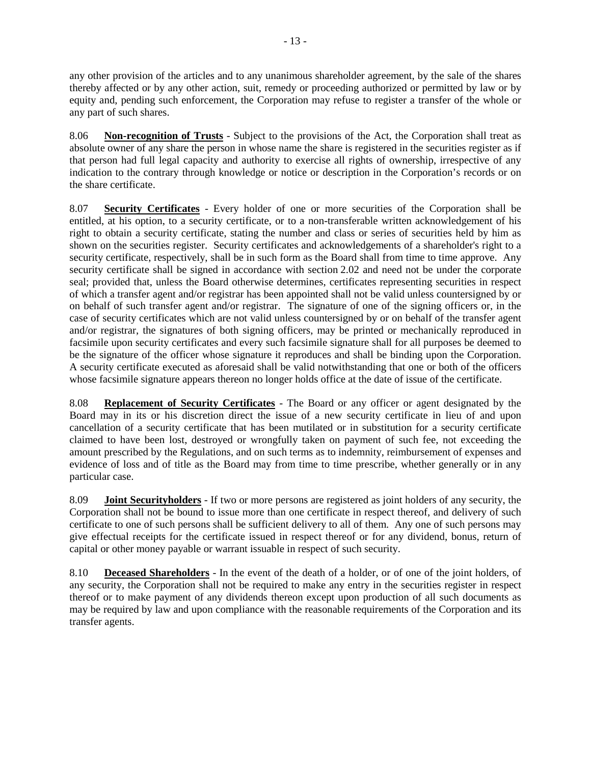any other provision of the articles and to any unanimous shareholder agreement, by the sale of the shares thereby affected or by any other action, suit, remedy or proceeding authorized or permitted by law or by equity and, pending such enforcement, the Corporation may refuse to register a transfer of the whole or any part of such shares.

8.06 **Non-recognition of Trusts** - Subject to the provisions of the Act, the Corporation shall treat as absolute owner of any share the person in whose name the share is registered in the securities register as if that person had full legal capacity and authority to exercise all rights of ownership, irrespective of any indication to the contrary through knowledge or notice or description in the Corporation's records or on the share certificate.

8.07 **Security Certificates** - Every holder of one or more securities of the Corporation shall be entitled, at his option, to a security certificate, or to a non-transferable written acknowledgement of his right to obtain a security certificate, stating the number and class or series of securities held by him as shown on the securities register. Security certificates and acknowledgements of a shareholder's right to a security certificate, respectively, shall be in such form as the Board shall from time to time approve. Any security certificate shall be signed in accordance with section 2.02 and need not be under the corporate seal; provided that, unless the Board otherwise determines, certificates representing securities in respect of which a transfer agent and/or registrar has been appointed shall not be valid unless countersigned by or on behalf of such transfer agent and/or registrar. The signature of one of the signing officers or, in the case of security certificates which are not valid unless countersigned by or on behalf of the transfer agent and/or registrar, the signatures of both signing officers, may be printed or mechanically reproduced in facsimile upon security certificates and every such facsimile signature shall for all purposes be deemed to be the signature of the officer whose signature it reproduces and shall be binding upon the Corporation. A security certificate executed as aforesaid shall be valid notwithstanding that one or both of the officers whose facsimile signature appears thereon no longer holds office at the date of issue of the certificate.

8.08 **Replacement of Security Certificates** - The Board or any officer or agent designated by the Board may in its or his discretion direct the issue of a new security certificate in lieu of and upon cancellation of a security certificate that has been mutilated or in substitution for a security certificate claimed to have been lost, destroyed or wrongfully taken on payment of such fee, not exceeding the amount prescribed by the Regulations, and on such terms as to indemnity, reimbursement of expenses and evidence of loss and of title as the Board may from time to time prescribe, whether generally or in any particular case.

8.09 **Joint Securityholders** - If two or more persons are registered as joint holders of any security, the Corporation shall not be bound to issue more than one certificate in respect thereof, and delivery of such certificate to one of such persons shall be sufficient delivery to all of them. Any one of such persons may give effectual receipts for the certificate issued in respect thereof or for any dividend, bonus, return of capital or other money payable or warrant issuable in respect of such security.

8.10 **Deceased Shareholders** - In the event of the death of a holder, or of one of the joint holders, of any security, the Corporation shall not be required to make any entry in the securities register in respect thereof or to make payment of any dividends thereon except upon production of all such documents as may be required by law and upon compliance with the reasonable requirements of the Corporation and its transfer agents.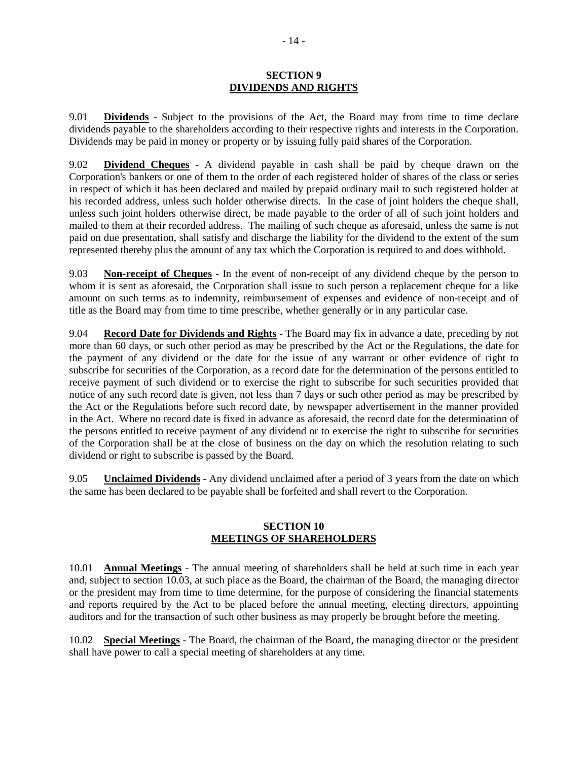## SECTION 9
## DIVIDENDS AND RIGHTS

9.01 **Dividends** - Subject to the provisions of the Act, the Board may from time to time declare dividends payable to the shareholders according to their respective rights and interests in the Corporation. Dividends may be paid in money or property or by issuing fully paid shares of the Corporation.

9.02 **Dividend Cheques** - A dividend payable in cash shall be paid by cheque drawn on the Corporation's bankers or one of them to the order of each registered holder of shares of the class or series in respect of which it has been declared and mailed by prepaid ordinary mail to such registered holder at his recorded address, unless such holder otherwise directs. In the case of joint holders the cheque shall, unless such joint holders otherwise direct, be made payable to the order of all of such joint holders and mailed to them at their recorded address. The mailing of such cheque as aforesaid, unless the same is not paid on due presentation, shall satisfy and discharge the liability for the dividend to the extent of the sum represented thereby plus the amount of any tax which the Corporation is required to and does withhold.

9.03 **Non-receipt of Cheques** - In the event of non-receipt of any dividend cheque by the person to whom it is sent as aforesaid, the Corporation shall issue to such person a replacement cheque for a like amount on such terms as to indemnity, reimbursement of expenses and evidence of non-receipt and of title as the Board may from time to time prescribe, whether generally or in any particular case.

9.04 **Record Date for Dividends and Rights** - The Board may fix in advance a date, preceding by not more than 60 days, or such other period as may be prescribed by the Act or the Regulations, the date for the payment of any dividend or the date for the issue of any warrant or other evidence of right to subscribe for securities of the Corporation, as a record date for the determination of the persons entitled to receive payment of such dividend or to exercise the right to subscribe for such securities provided that notice of any such record date is given, not less than 7 days or such other period as may be prescribed by the Act or the Regulations before such record date, by newspaper advertisement in the manner provided in the Act. Where no record date is fixed in advance as aforesaid, the record date for the determination of the persons entitled to receive payment of any dividend or to exercise the right to subscribe for securities of the Corporation shall be at the close of business on the day on which the resolution relating to such dividend or right to subscribe is passed by the Board.

9.05 **Unclaimed Dividends** - Any dividend unclaimed after a period of 3 years from the date on which the same has been declared to be payable shall be forfeited and shall revert to the Corporation.

## SECTION 10
## MEETINGS OF SHAREHOLDERS

10.01 **Annual Meetings** - The annual meeting of shareholders shall be held at such time in each year and, subject to section 10.03, at such place as the Board, the chairman of the Board, the managing director or the president may from time to time determine, for the purpose of considering the financial statements and reports required by the Act to be placed before the annual meeting, electing directors, appointing auditors and for the transaction of such other business as may properly be brought before the meeting.

10.02 **Special Meetings** - The Board, the chairman of the Board, the managing director or the president shall have power to call a special meeting of shareholders at any time.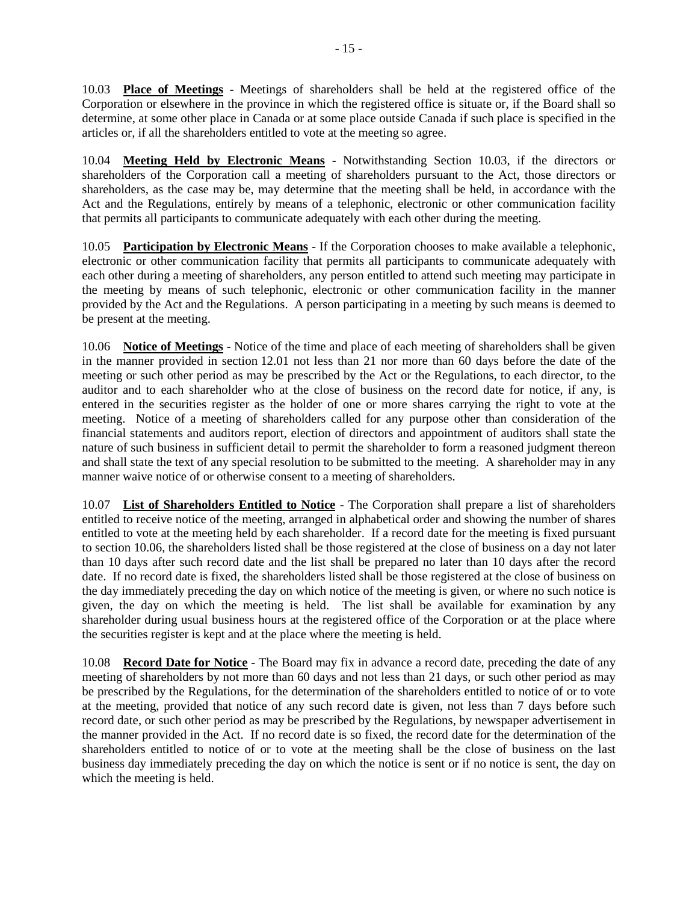10.03 **Place of Meetings** - Meetings of shareholders shall be held at the registered office of the Corporation or elsewhere in the province in which the registered office is situate or, if the Board shall so determine, at some other place in Canada or at some place outside Canada if such place is specified in the articles or, if all the shareholders entitled to vote at the meeting so agree.

10.04 **Meeting Held by Electronic Means** - Notwithstanding Section 10.03, if the directors or shareholders of the Corporation call a meeting of shareholders pursuant to the Act, those directors or shareholders, as the case may be, may determine that the meeting shall be held, in accordance with the Act and the Regulations, entirely by means of a telephonic, electronic or other communication facility that permits all participants to communicate adequately with each other during the meeting.

10.05 **Participation by Electronic Means** - If the Corporation chooses to make available a telephonic, electronic or other communication facility that permits all participants to communicate adequately with each other during a meeting of shareholders, any person entitled to attend such meeting may participate in the meeting by means of such telephonic, electronic or other communication facility in the manner provided by the Act and the Regulations. A person participating in a meeting by such means is deemed to be present at the meeting.

10.06 **Notice of Meetings** - Notice of the time and place of each meeting of shareholders shall be given in the manner provided in section 12.01 not less than 21 nor more than 60 days before the date of the meeting or such other period as may be prescribed by the Act or the Regulations, to each director, to the auditor and to each shareholder who at the close of business on the record date for notice, if any, is entered in the securities register as the holder of one or more shares carrying the right to vote at the meeting. Notice of a meeting of shareholders called for any purpose other than consideration of the financial statements and auditors report, election of directors and appointment of auditors shall state the nature of such business in sufficient detail to permit the shareholder to form a reasoned judgment thereon and shall state the text of any special resolution to be submitted to the meeting. A shareholder may in any manner waive notice of or otherwise consent to a meeting of shareholders.

10.07 **List of Shareholders Entitled to Notice** - The Corporation shall prepare a list of shareholders entitled to receive notice of the meeting, arranged in alphabetical order and showing the number of shares entitled to vote at the meeting held by each shareholder. If a record date for the meeting is fixed pursuant to section 10.06, the shareholders listed shall be those registered at the close of business on a day not later than 10 days after such record date and the list shall be prepared no later than 10 days after the record date. If no record date is fixed, the shareholders listed shall be those registered at the close of business on the day immediately preceding the day on which notice of the meeting is given, or where no such notice is given, the day on which the meeting is held. The list shall be available for examination by any shareholder during usual business hours at the registered office of the Corporation or at the place where the securities register is kept and at the place where the meeting is held.

10.08 **Record Date for Notice** - The Board may fix in advance a record date, preceding the date of any meeting of shareholders by not more than 60 days and not less than 21 days, or such other period as may be prescribed by the Regulations, for the determination of the shareholders entitled to notice of or to vote at the meeting, provided that notice of any such record date is given, not less than 7 days before such record date, or such other period as may be prescribed by the Regulations, by newspaper advertisement in the manner provided in the Act. If no record date is so fixed, the record date for the determination of the shareholders entitled to notice of or to vote at the meeting shall be the close of business on the last business day immediately preceding the day on which the notice is sent or if no notice is sent, the day on which the meeting is held.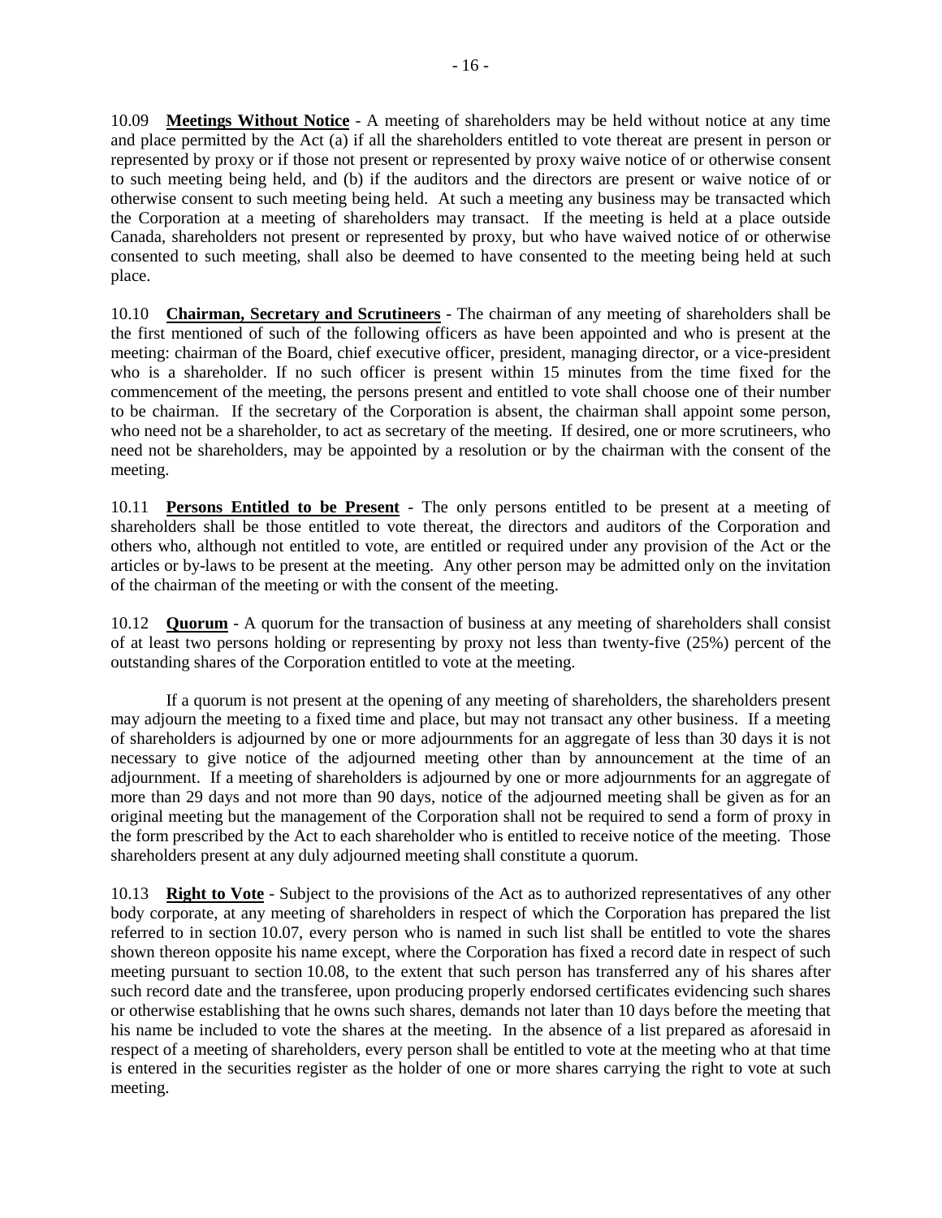10.09 **Meetings Without Notice** - A meeting of shareholders may be held without notice at any time and place permitted by the Act (a) if all the shareholders entitled to vote thereat are present in person or represented by proxy or if those not present or represented by proxy waive notice of or otherwise consent to such meeting being held, and (b) if the auditors and the directors are present or waive notice of or otherwise consent to such meeting being held. At such a meeting any business may be transacted which the Corporation at a meeting of shareholders may transact. If the meeting is held at a place outside Canada, shareholders not present or represented by proxy, but who have waived notice of or otherwise consented to such meeting, shall also be deemed to have consented to the meeting being held at such place.

10.10 **Chairman, Secretary and Scrutineers** - The chairman of any meeting of shareholders shall be the first mentioned of such of the following officers as have been appointed and who is present at the meeting: chairman of the Board, chief executive officer, president, managing director, or a vice-president who is a shareholder. If no such officer is present within 15 minutes from the time fixed for the commencement of the meeting, the persons present and entitled to vote shall choose one of their number to be chairman. If the secretary of the Corporation is absent, the chairman shall appoint some person, who need not be a shareholder, to act as secretary of the meeting. If desired, one or more scrutineers, who need not be shareholders, may be appointed by a resolution or by the chairman with the consent of the meeting.

10.11 **Persons Entitled to be Present** - The only persons entitled to be present at a meeting of shareholders shall be those entitled to vote thereat, the directors and auditors of the Corporation and others who, although not entitled to vote, are entitled or required under any provision of the Act or the articles or by-laws to be present at the meeting. Any other person may be admitted only on the invitation of the chairman of the meeting or with the consent of the meeting.

10.12 **Quorum** - A quorum for the transaction of business at any meeting of shareholders shall consist of at least two persons holding or representing by proxy not less than twenty-five (25%) percent of the outstanding shares of the Corporation entitled to vote at the meeting.

If a quorum is not present at the opening of any meeting of shareholders, the shareholders present may adjourn the meeting to a fixed time and place, but may not transact any other business. If a meeting of shareholders is adjourned by one or more adjournments for an aggregate of less than 30 days it is not necessary to give notice of the adjourned meeting other than by announcement at the time of an adjournment. If a meeting of shareholders is adjourned by one or more adjournments for an aggregate of more than 29 days and not more than 90 days, notice of the adjourned meeting shall be given as for an original meeting but the management of the Corporation shall not be required to send a form of proxy in the form prescribed by the Act to each shareholder who is entitled to receive notice of the meeting. Those shareholders present at any duly adjourned meeting shall constitute a quorum.

10.13 **Right to Vote** - Subject to the provisions of the Act as to authorized representatives of any other body corporate, at any meeting of shareholders in respect of which the Corporation has prepared the list referred to in section 10.07, every person who is named in such list shall be entitled to vote the shares shown thereon opposite his name except, where the Corporation has fixed a record date in respect of such meeting pursuant to section 10.08, to the extent that such person has transferred any of his shares after such record date and the transferee, upon producing properly endorsed certificates evidencing such shares or otherwise establishing that he owns such shares, demands not later than 10 days before the meeting that his name be included to vote the shares at the meeting. In the absence of a list prepared as aforesaid in respect of a meeting of shareholders, every person shall be entitled to vote at the meeting who at that time is entered in the securities register as the holder of one or more shares carrying the right to vote at such meeting.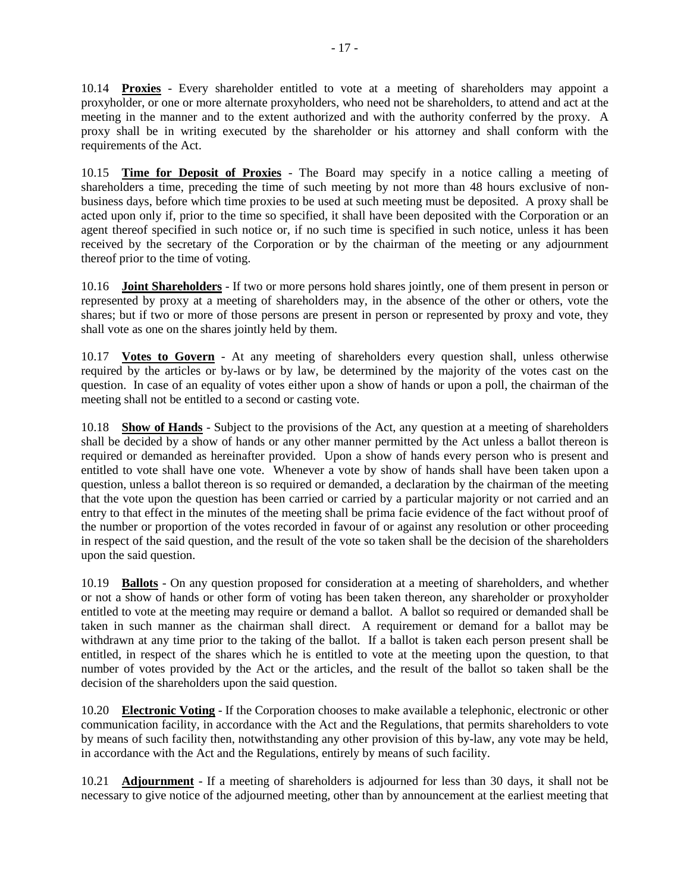10.14 **Proxies** - Every shareholder entitled to vote at a meeting of shareholders may appoint a proxyholder, or one or more alternate proxyholders, who need not be shareholders, to attend and act at the meeting in the manner and to the extent authorized and with the authority conferred by the proxy. A proxy shall be in writing executed by the shareholder or his attorney and shall conform with the requirements of the Act.

10.15 **Time for Deposit of Proxies** - The Board may specify in a notice calling a meeting of shareholders a time, preceding the time of such meeting by not more than 48 hours exclusive of non-business days, before which time proxies to be used at such meeting must be deposited. A proxy shall be acted upon only if, prior to the time so specified, it shall have been deposited with the Corporation or an agent thereof specified in such notice or, if no such time is specified in such notice, unless it has been received by the secretary of the Corporation or by the chairman of the meeting or any adjournment thereof prior to the time of voting.

10.16 **Joint Shareholders** - If two or more persons hold shares jointly, one of them present in person or represented by proxy at a meeting of shareholders may, in the absence of the other or others, vote the shares; but if two or more of those persons are present in person or represented by proxy and vote, they shall vote as one on the shares jointly held by them.

10.17 **Votes to Govern** - At any meeting of shareholders every question shall, unless otherwise required by the articles or by-laws or by law, be determined by the majority of the votes cast on the question. In case of an equality of votes either upon a show of hands or upon a poll, the chairman of the meeting shall not be entitled to a second or casting vote.

10.18 **Show of Hands** - Subject to the provisions of the Act, any question at a meeting of shareholders shall be decided by a show of hands or any other manner permitted by the Act unless a ballot thereon is required or demanded as hereinafter provided. Upon a show of hands every person who is present and entitled to vote shall have one vote. Whenever a vote by show of hands shall have been taken upon a question, unless a ballot thereon is so required or demanded, a declaration by the chairman of the meeting that the vote upon the question has been carried or carried by a particular majority or not carried and an entry to that effect in the minutes of the meeting shall be prima facie evidence of the fact without proof of the number or proportion of the votes recorded in favour of or against any resolution or other proceeding in respect of the said question, and the result of the vote so taken shall be the decision of the shareholders upon the said question.

10.19 **Ballots** - On any question proposed for consideration at a meeting of shareholders, and whether or not a show of hands or other form of voting has been taken thereon, any shareholder or proxyholder entitled to vote at the meeting may require or demand a ballot. A ballot so required or demanded shall be taken in such manner as the chairman shall direct. A requirement or demand for a ballot may be withdrawn at any time prior to the taking of the ballot. If a ballot is taken each person present shall be entitled, in respect of the shares which he is entitled to vote at the meeting upon the question, to that number of votes provided by the Act or the articles, and the result of the ballot so taken shall be the decision of the shareholders upon the said question.

10.20 **Electronic Voting** - If the Corporation chooses to make available a telephonic, electronic or other communication facility, in accordance with the Act and the Regulations, that permits shareholders to vote by means of such facility then, notwithstanding any other provision of this by-law, any vote may be held, in accordance with the Act and the Regulations, entirely by means of such facility.

10.21 **Adjournment** - If a meeting of shareholders is adjourned for less than 30 days, it shall not be necessary to give notice of the adjourned meeting, other than by announcement at the earliest meeting that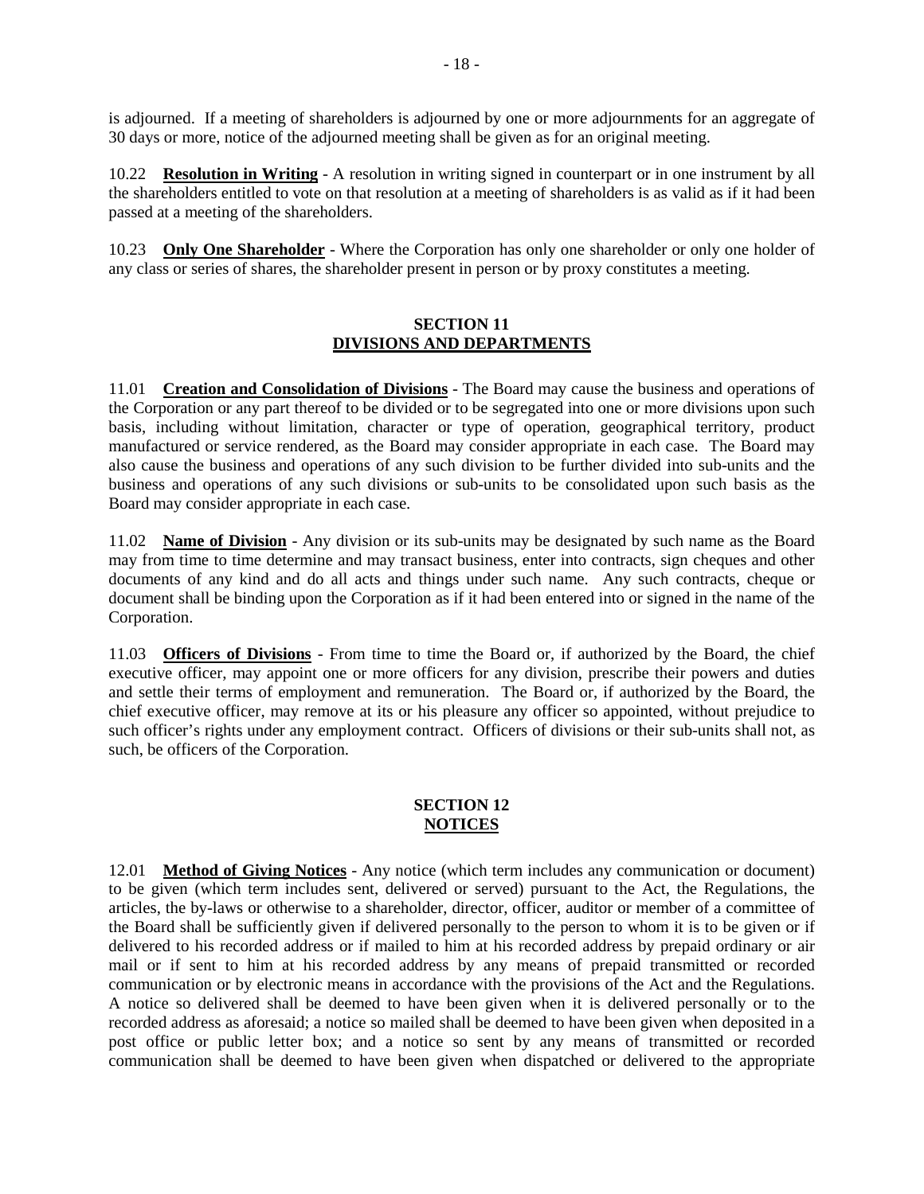is adjourned. If a meeting of shareholders is adjourned by one or more adjournments for an aggregate of 30 days or more, notice of the adjourned meeting shall be given as for an original meeting.

10.22 **Resolution in Writing** - A resolution in writing signed in counterpart or in one instrument by all the shareholders entitled to vote on that resolution at a meeting of shareholders is as valid as if it had been passed at a meeting of the shareholders.

10.23 **Only One Shareholder** - Where the Corporation has only one shareholder or only one holder of any class or series of shares, the shareholder present in person or by proxy constitutes a meeting.

## SECTION 11
## DIVISIONS AND DEPARTMENTS

11.01 **Creation and Consolidation of Divisions** - The Board may cause the business and operations of the Corporation or any part thereof to be divided or to be segregated into one or more divisions upon such basis, including without limitation, character or type of operation, geographical territory, product manufactured or service rendered, as the Board may consider appropriate in each case. The Board may also cause the business and operations of any such division to be further divided into sub-units and the business and operations of any such divisions or sub-units to be consolidated upon such basis as the Board may consider appropriate in each case.

11.02 **Name of Division** - Any division or its sub-units may be designated by such name as the Board may from time to time determine and may transact business, enter into contracts, sign cheques and other documents of any kind and do all acts and things under such name. Any such contracts, cheque or document shall be binding upon the Corporation as if it had been entered into or signed in the name of the Corporation.

11.03 **Officers of Divisions** - From time to time the Board or, if authorized by the Board, the chief executive officer, may appoint one or more officers for any division, prescribe their powers and duties and settle their terms of employment and remuneration. The Board or, if authorized by the Board, the chief executive officer, may remove at its or his pleasure any officer so appointed, without prejudice to such officer's rights under any employment contract. Officers of divisions or their sub-units shall not, as such, be officers of the Corporation.

## SECTION 12
## NOTICES

12.01 **Method of Giving Notices** - Any notice (which term includes any communication or document) to be given (which term includes sent, delivered or served) pursuant to the Act, the Regulations, the articles, the by-laws or otherwise to a shareholder, director, officer, auditor or member of a committee of the Board shall be sufficiently given if delivered personally to the person to whom it is to be given or if delivered to his recorded address or if mailed to him at his recorded address by prepaid ordinary or air mail or if sent to him at his recorded address by any means of prepaid transmitted or recorded communication or by electronic means in accordance with the provisions of the Act and the Regulations. A notice so delivered shall be deemed to have been given when it is delivered personally or to the recorded address as aforesaid; a notice so mailed shall be deemed to have been given when deposited in a post office or public letter box; and a notice so sent by any means of transmitted or recorded communication shall be deemed to have been given when dispatched or delivered to the appropriate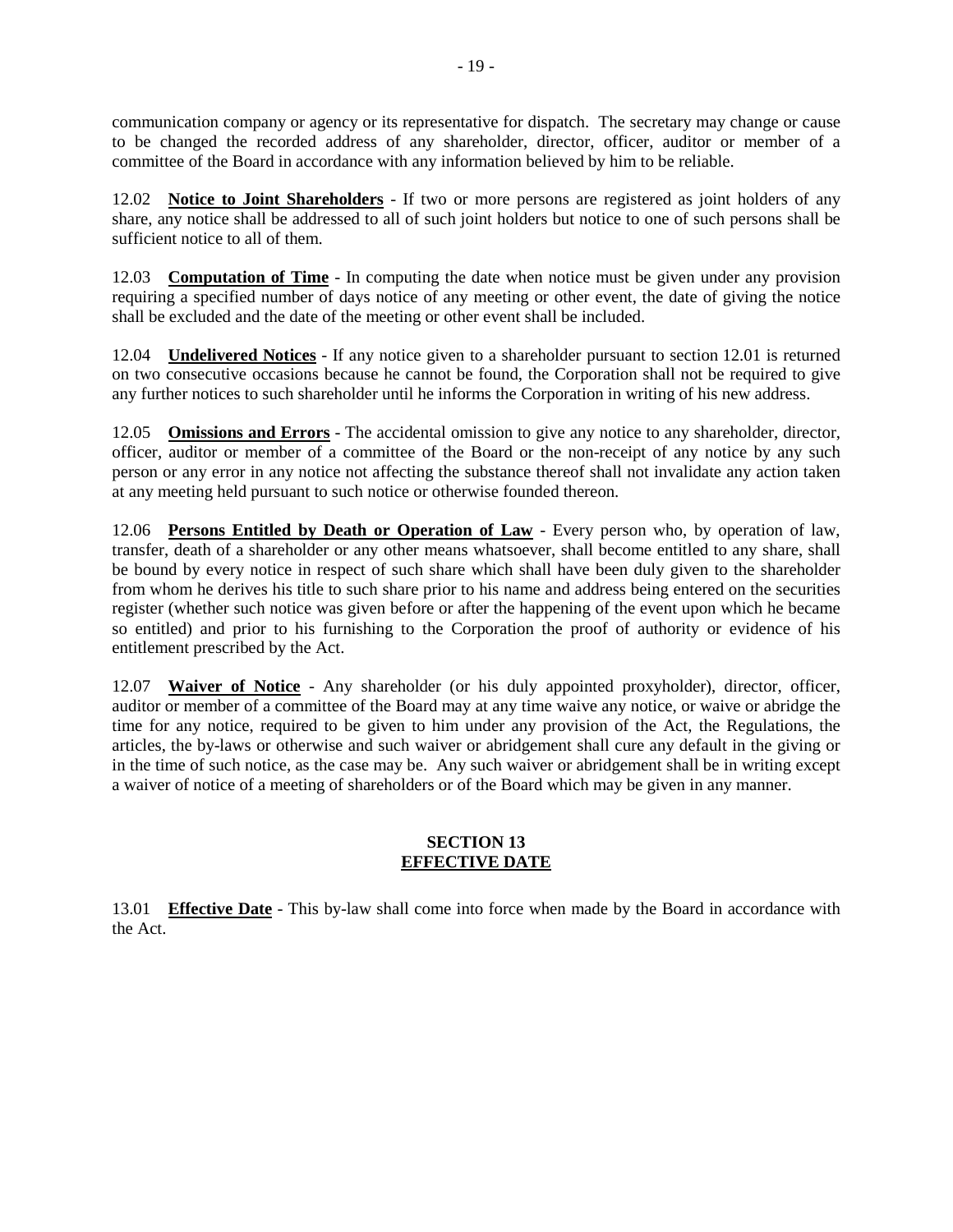communication company or agency or its representative for dispatch. The secretary may change or cause to be changed the recorded address of any shareholder, director, officer, auditor or member of a committee of the Board in accordance with any information believed by him to be reliable.

12.02 **Notice to Joint Shareholders** - If two or more persons are registered as joint holders of any share, any notice shall be addressed to all of such joint holders but notice to one of such persons shall be sufficient notice to all of them.

12.03 **Computation of Time** - In computing the date when notice must be given under any provision requiring a specified number of days notice of any meeting or other event, the date of giving the notice shall be excluded and the date of the meeting or other event shall be included.

12.04 **Undelivered Notices** - If any notice given to a shareholder pursuant to section 12.01 is returned on two consecutive occasions because he cannot be found, the Corporation shall not be required to give any further notices to such shareholder until he informs the Corporation in writing of his new address.

12.05 **Omissions and Errors** - The accidental omission to give any notice to any shareholder, director, officer, auditor or member of a committee of the Board or the non-receipt of any notice by any such person or any error in any notice not affecting the substance thereof shall not invalidate any action taken at any meeting held pursuant to such notice or otherwise founded thereon.

12.06 **Persons Entitled by Death or Operation of Law** - Every person who, by operation of law, transfer, death of a shareholder or any other means whatsoever, shall become entitled to any share, shall be bound by every notice in respect of such share which shall have been duly given to the shareholder from whom he derives his title to such share prior to his name and address being entered on the securities register (whether such notice was given before or after the happening of the event upon which he became so entitled) and prior to his furnishing to the Corporation the proof of authority or evidence of his entitlement prescribed by the Act.

12.07 **Waiver of Notice** - Any shareholder (or his duly appointed proxyholder), director, officer, auditor or member of a committee of the Board may at any time waive any notice, or waive or abridge the time for any notice, required to be given to him under any provision of the Act, the Regulations, the articles, the by-laws or otherwise and such waiver or abridgement shall cure any default in the giving or in the time of such notice, as the case may be. Any such waiver or abridgement shall be in writing except a waiver of notice of a meeting of shareholders or of the Board which may be given in any manner.

## SECTION 13
## EFFECTIVE DATE

13.01 **Effective Date** - This by-law shall come into force when made by the Board in accordance with the Act.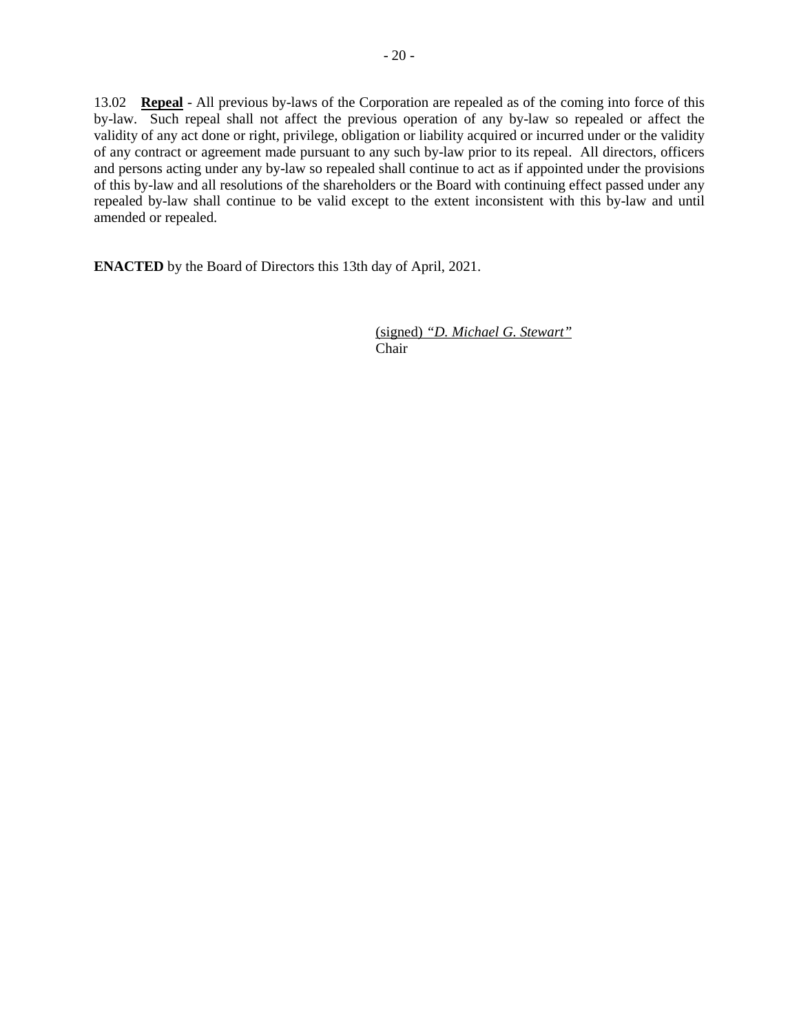13.02 **Repeal** - All previous by-laws of the Corporation are repealed as of the coming into force of this by-law. Such repeal shall not affect the previous operation of any by-law so repealed or affect the validity of any act done or right, privilege, obligation or liability acquired or incurred under or the validity of any contract or agreement made pursuant to any such by-law prior to its repeal. All directors, officers and persons acting under any by-law so repealed shall continue to act as if appointed under the provisions of this by-law and all resolutions of the shareholders or the Board with continuing effect passed under any repealed by-law shall continue to be valid except to the extent inconsistent with this by-law and until amended or repealed.

**ENACTED** by the Board of Directors this 13th day of April, 2021.

(signed) *"D. Michael G. Stewart"*
Chair